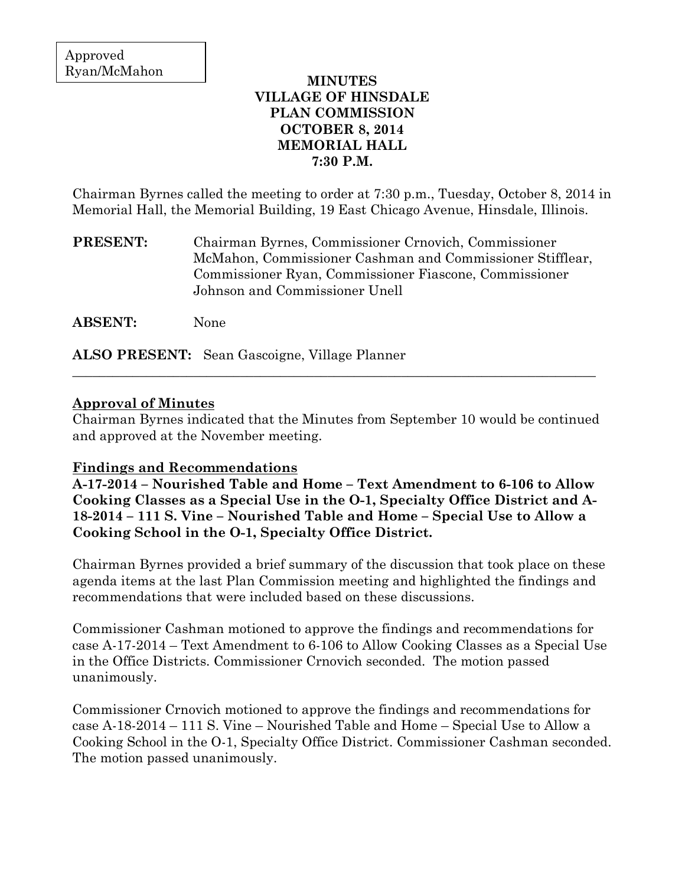Approved
Ryan/McMahon

**MINUTES**
**VILLAGE OF HINSDALE**
**PLAN COMMISSION**
**OCTOBER 8, 2014**
**MEMORIAL HALL**
**7:30 P.M.**

Chairman Byrnes called the meeting to order at 7:30 p.m., Tuesday, October 8, 2014 in Memorial Hall, the Memorial Building, 19 East Chicago Avenue, Hinsdale, Illinois.

**PRESENT:** Chairman Byrnes, Commissioner Crnovich, Commissioner McMahon, Commissioner Cashman and Commissioner Stifflear, Commissioner Ryan, Commissioner Fiascone, Commissioner Johnson and Commissioner Unell

**ABSENT:** None

**ALSO PRESENT:** Sean Gascoigne, Village Planner

---

**Approval of Minutes**

Chairman Byrnes indicated that the Minutes from September 10 would be continued and approved at the November meeting.

**Findings and Recommendations**

**A-17-2014 – Nourished Table and Home – Text Amendment to 6-106 to Allow Cooking Classes as a Special Use in the O-1, Specialty Office District and A-18-2014 – 111 S. Vine – Nourished Table and Home – Special Use to Allow a Cooking School in the O-1, Specialty Office District.**

Chairman Byrnes provided a brief summary of the discussion that took place on these agenda items at the last Plan Commission meeting and highlighted the findings and recommendations that were included based on these discussions.

Commissioner Cashman motioned to approve the findings and recommendations for case A-17-2014 – Text Amendment to 6-106 to Allow Cooking Classes as a Special Use in the Office Districts. Commissioner Crnovich seconded. The motion passed unanimously.

Commissioner Crnovich motioned to approve the findings and recommendations for case A-18-2014 – 111 S. Vine – Nourished Table and Home – Special Use to Allow a Cooking School in the O-1, Specialty Office District. Commissioner Cashman seconded. The motion passed unanimously.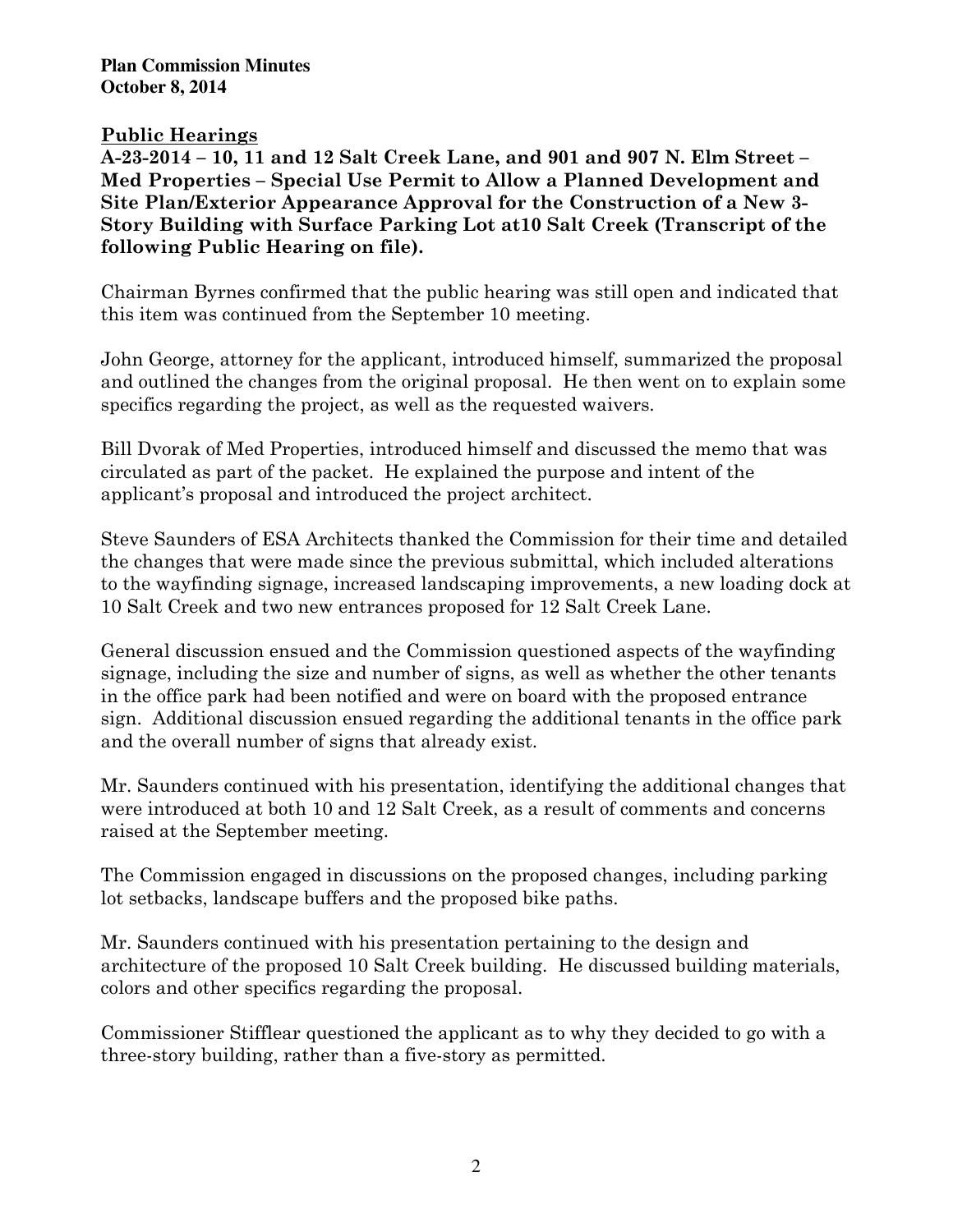**Plan Commission Minutes**
**October 8, 2014**

## Public Hearings

**A-23-2014 – 10, 11 and 12 Salt Creek Lane, and 901 and 907 N. Elm Street – Med Properties – Special Use Permit to Allow a Planned Development and Site Plan/Exterior Appearance Approval for the Construction of a New 3-Story Building with Surface Parking Lot at10 Salt Creek (Transcript of the following Public Hearing on file).**

Chairman Byrnes confirmed that the public hearing was still open and indicated that this item was continued from the September 10 meeting.

John George, attorney for the applicant, introduced himself, summarized the proposal and outlined the changes from the original proposal. He then went on to explain some specifics regarding the project, as well as the requested waivers.

Bill Dvorak of Med Properties, introduced himself and discussed the memo that was circulated as part of the packet. He explained the purpose and intent of the applicant's proposal and introduced the project architect.

Steve Saunders of ESA Architects thanked the Commission for their time and detailed the changes that were made since the previous submittal, which included alterations to the wayfinding signage, increased landscaping improvements, a new loading dock at 10 Salt Creek and two new entrances proposed for 12 Salt Creek Lane.

General discussion ensued and the Commission questioned aspects of the wayfinding signage, including the size and number of signs, as well as whether the other tenants in the office park had been notified and were on board with the proposed entrance sign. Additional discussion ensued regarding the additional tenants in the office park and the overall number of signs that already exist.

Mr. Saunders continued with his presentation, identifying the additional changes that were introduced at both 10 and 12 Salt Creek, as a result of comments and concerns raised at the September meeting.

The Commission engaged in discussions on the proposed changes, including parking lot setbacks, landscape buffers and the proposed bike paths.

Mr. Saunders continued with his presentation pertaining to the design and architecture of the proposed 10 Salt Creek building. He discussed building materials, colors and other specifics regarding the proposal.

Commissioner Stifflear questioned the applicant as to why they decided to go with a three-story building, rather than a five-story as permitted.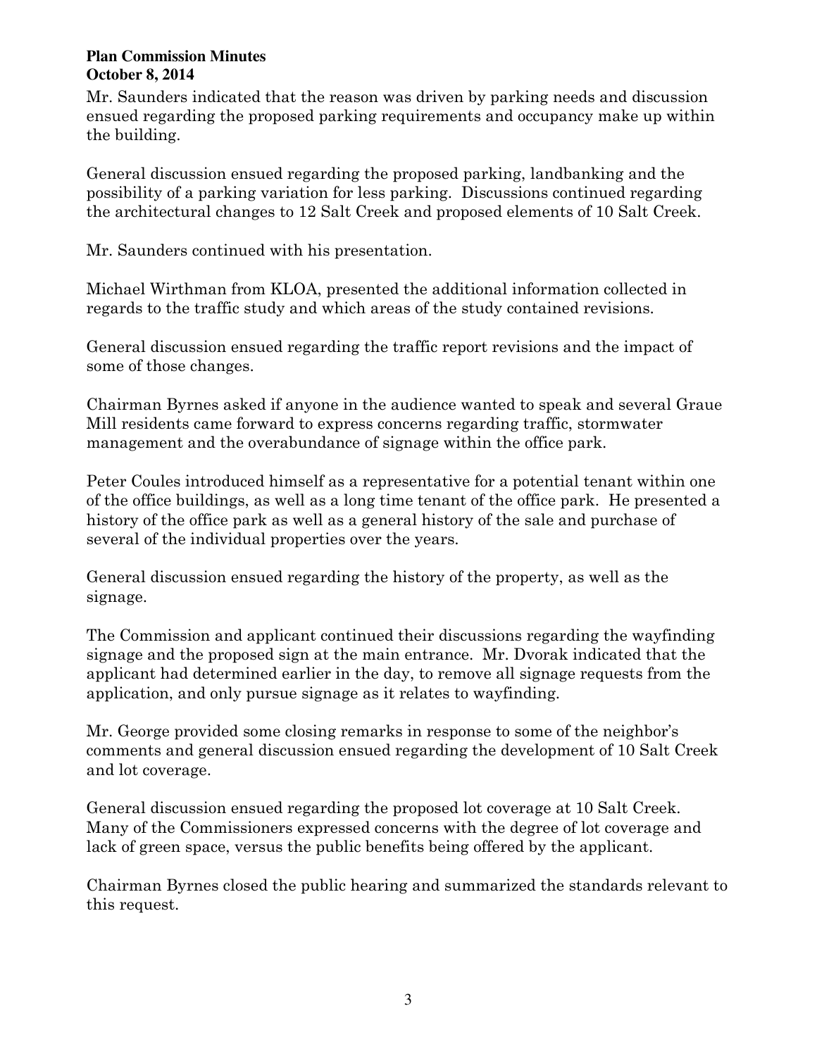Mr. Saunders indicated that the reason was driven by parking needs and discussion ensued regarding the proposed parking requirements and occupancy make up within the building.

General discussion ensued regarding the proposed parking, landbanking and the possibility of a parking variation for less parking. Discussions continued regarding the architectural changes to 12 Salt Creek and proposed elements of 10 Salt Creek.

Mr. Saunders continued with his presentation.

Michael Wirthman from KLOA, presented the additional information collected in regards to the traffic study and which areas of the study contained revisions.

General discussion ensued regarding the traffic report revisions and the impact of some of those changes.

Chairman Byrnes asked if anyone in the audience wanted to speak and several Graue Mill residents came forward to express concerns regarding traffic, stormwater management and the overabundance of signage within the office park.

Peter Coules introduced himself as a representative for a potential tenant within one of the office buildings, as well as a long time tenant of the office park. He presented a history of the office park as well as a general history of the sale and purchase of several of the individual properties over the years.

General discussion ensued regarding the history of the property, as well as the signage.

The Commission and applicant continued their discussions regarding the wayfinding signage and the proposed sign at the main entrance. Mr. Dvorak indicated that the applicant had determined earlier in the day, to remove all signage requests from the application, and only pursue signage as it relates to wayfinding.

Mr. George provided some closing remarks in response to some of the neighbor's comments and general discussion ensued regarding the development of 10 Salt Creek and lot coverage.

General discussion ensued regarding the proposed lot coverage at 10 Salt Creek. Many of the Commissioners expressed concerns with the degree of lot coverage and lack of green space, versus the public benefits being offered by the applicant.

Chairman Byrnes closed the public hearing and summarized the standards relevant to this request.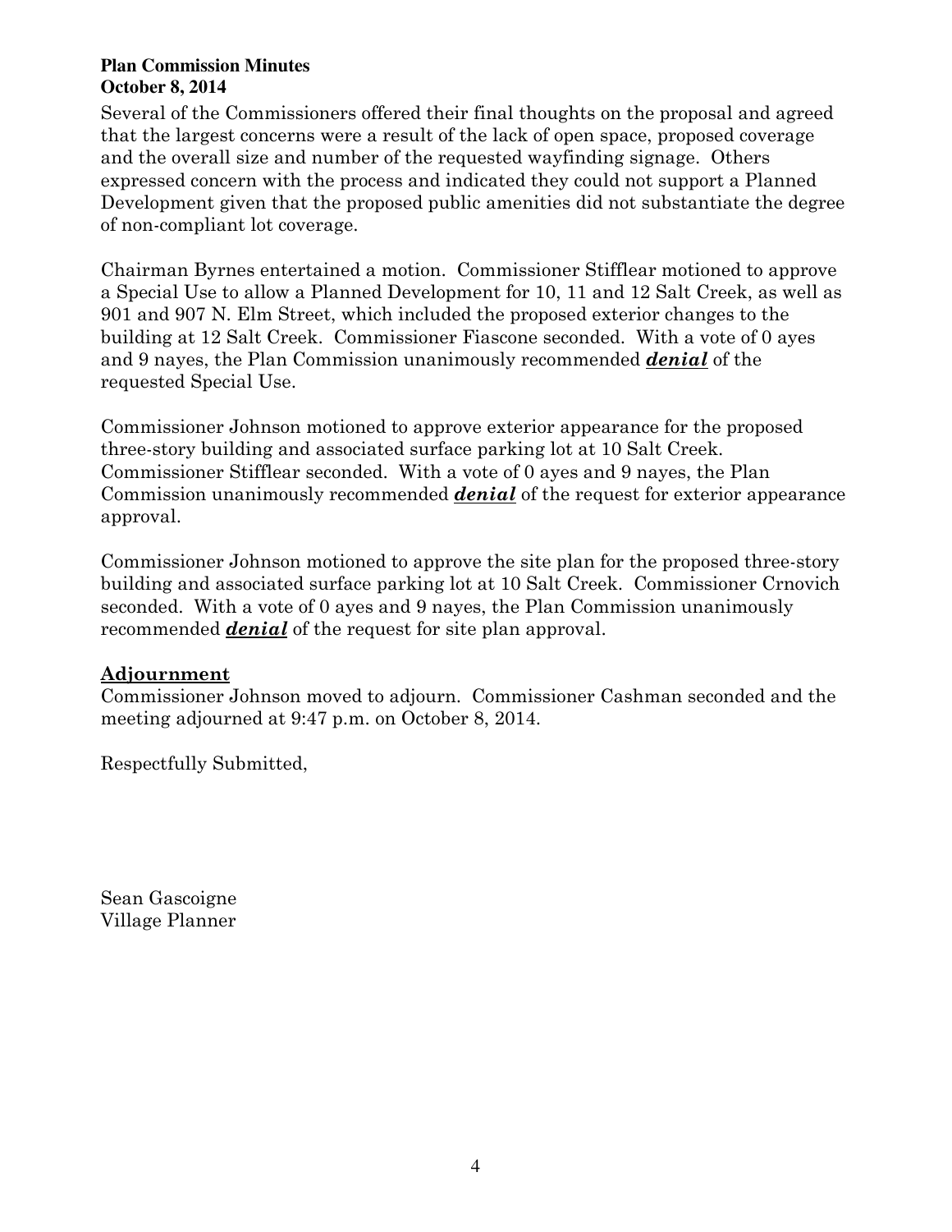Several of the Commissioners offered their final thoughts on the proposal and agreed that the largest concerns were a result of the lack of open space, proposed coverage and the overall size and number of the requested wayfinding signage. Others expressed concern with the process and indicated they could not support a Planned Development given that the proposed public amenities did not substantiate the degree of non-compliant lot coverage.

Chairman Byrnes entertained a motion. Commissioner Stifflear motioned to approve a Special Use to allow a Planned Development for 10, 11 and 12 Salt Creek, as well as 901 and 907 N. Elm Street, which included the proposed exterior changes to the building at 12 Salt Creek. Commissioner Fiascone seconded. With a vote of 0 ayes and 9 nayes, the Plan Commission unanimously recommended ***denial*** of the requested Special Use.

Commissioner Johnson motioned to approve exterior appearance for the proposed three-story building and associated surface parking lot at 10 Salt Creek. Commissioner Stifflear seconded. With a vote of 0 ayes and 9 nayes, the Plan Commission unanimously recommended ***denial*** of the request for exterior appearance approval.

Commissioner Johnson motioned to approve the site plan for the proposed three-story building and associated surface parking lot at 10 Salt Creek. Commissioner Crnovich seconded. With a vote of 0 ayes and 9 nayes, the Plan Commission unanimously recommended ***denial*** of the request for site plan approval.

## Adjournment

Commissioner Johnson moved to adjourn. Commissioner Cashman seconded and the meeting adjourned at 9:47 p.m. on October 8, 2014.

Respectfully Submitted,

Sean Gascoigne
Village Planner